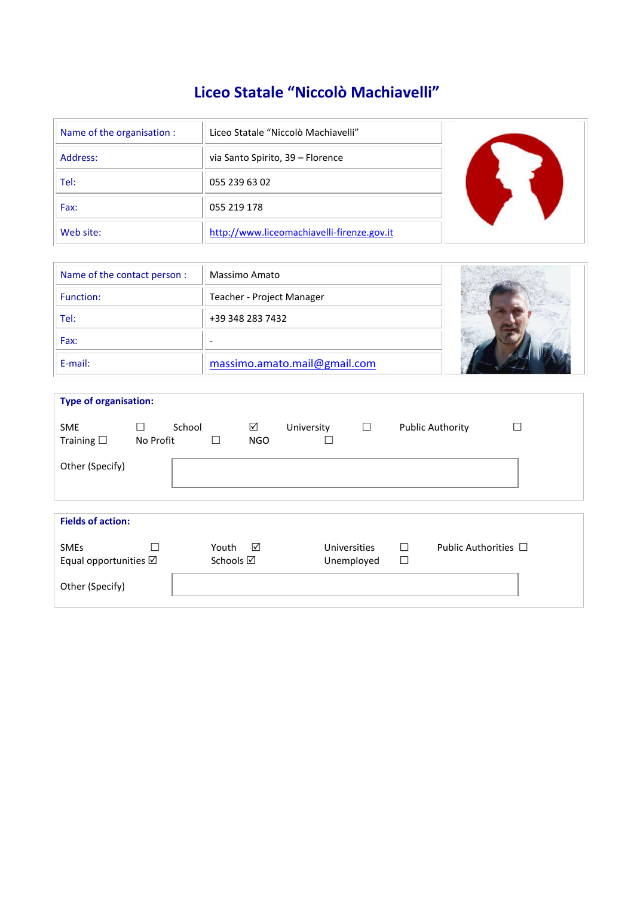# Liceo Statale "Niccolò Machiavelli"

| | |
|---|---|
| Name of the organisation : | Liceo Statale "Niccolò Machiavelli" |
| Address: | via Santo Spirito, 39 – Florence |
| Tel: | 055 239 63 02 |
| Fax: | 055 219 178 |
| Web site: | http://www.liceomachiavelli-firenze.gov.it |

| | |
|---|---|
| Name of the contact person : | Massimo Amato |
| Function: | Teacher - Project Manager |
| Tel: | +39 348 283 7432 |
| Fax: | - |
| E-mail: | massimo.amato.mail@gmail.com |

**Type of organisation:**

SME ☐ School ☑ University ☐ Public Authority ☐
Training ☐ No Profit ☐ NGO ☐

Other (Specify)

**Fields of action:**

SMEs ☐ Youth ☑ Universities ☐ Public Authorities ☐
Equal opportunities ☑ Schools ☑ Unemployed ☐

Other (Specify)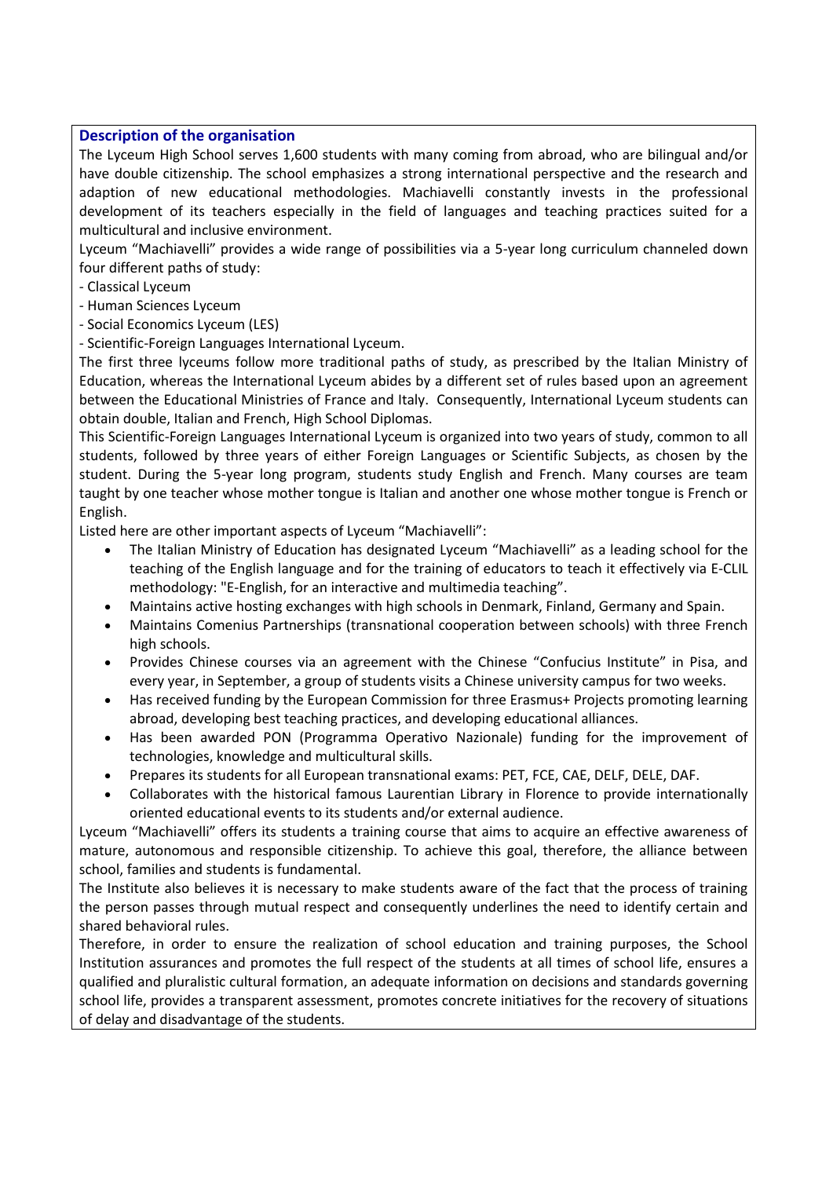### Description of the organisation

The Lyceum High School serves 1,600 students with many coming from abroad, who are bilingual and/or have double citizenship. The school emphasizes a strong international perspective and the research and adaption of new educational methodologies. Machiavelli constantly invests in the professional development of its teachers especially in the field of languages and teaching practices suited for a multicultural and inclusive environment.

Lyceum "Machiavelli" provides a wide range of possibilities via a 5-year long curriculum channeled down four different paths of study:

- Classical Lyceum
- Human Sciences Lyceum
- Social Economics Lyceum (LES)
- Scientific-Foreign Languages International Lyceum.

The first three lyceums follow more traditional paths of study, as prescribed by the Italian Ministry of Education, whereas the International Lyceum abides by a different set of rules based upon an agreement between the Educational Ministries of France and Italy. Consequently, International Lyceum students can obtain double, Italian and French, High School Diplomas.

This Scientific-Foreign Languages International Lyceum is organized into two years of study, common to all students, followed by three years of either Foreign Languages or Scientific Subjects, as chosen by the student. During the 5-year long program, students study English and French. Many courses are team taught by one teacher whose mother tongue is Italian and another one whose mother tongue is French or English.

Listed here are other important aspects of Lyceum "Machiavelli":

- The Italian Ministry of Education has designated Lyceum "Machiavelli" as a leading school for the teaching of the English language and for the training of educators to teach it effectively via E-CLIL methodology: "E-English, for an interactive and multimedia teaching".
- Maintains active hosting exchanges with high schools in Denmark, Finland, Germany and Spain.
- Maintains Comenius Partnerships (transnational cooperation between schools) with three French high schools.
- Provides Chinese courses via an agreement with the Chinese "Confucius Institute" in Pisa, and every year, in September, a group of students visits a Chinese university campus for two weeks.
- Has received funding by the European Commission for three Erasmus+ Projects promoting learning abroad, developing best teaching practices, and developing educational alliances.
- Has been awarded PON (Programma Operativo Nazionale) funding for the improvement of technologies, knowledge and multicultural skills.
- Prepares its students for all European transnational exams: PET, FCE, CAE, DELF, DELE, DAF.
- Collaborates with the historical famous Laurentian Library in Florence to provide internationally oriented educational events to its students and/or external audience.

Lyceum "Machiavelli" offers its students a training course that aims to acquire an effective awareness of mature, autonomous and responsible citizenship. To achieve this goal, therefore, the alliance between school, families and students is fundamental.

The Institute also believes it is necessary to make students aware of the fact that the process of training the person passes through mutual respect and consequently underlines the need to identify certain and shared behavioral rules.

Therefore, in order to ensure the realization of school education and training purposes, the School Institution assurances and promotes the full respect of the students at all times of school life, ensures a qualified and pluralistic cultural formation, an adequate information on decisions and standards governing school life, provides a transparent assessment, promotes concrete initiatives for the recovery of situations of delay and disadvantage of the students.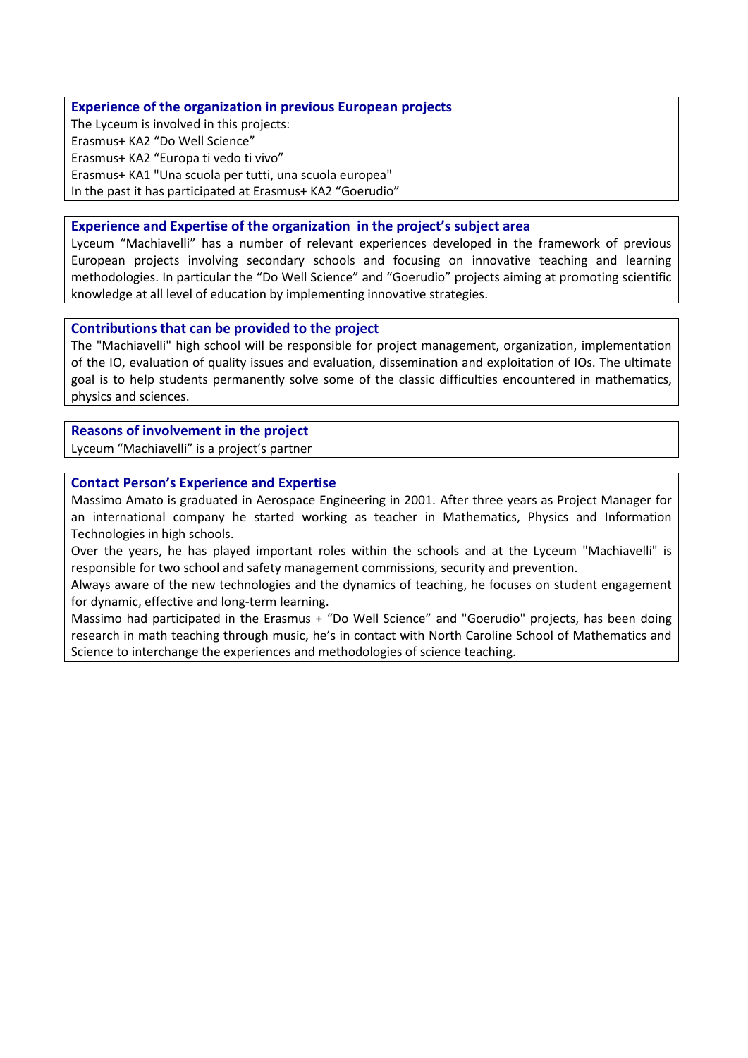### Experience of the organization in previous European projects

The Lyceum is involved in this projects:
Erasmus+ KA2 “Do Well Science”
Erasmus+ KA2 “Europa ti vedo ti vivo”
Erasmus+ KA1 "Una scuola per tutti, una scuola europea"
In the past it has participated at Erasmus+ KA2 “Goerudio”

### Experience and Expertise of the organization in the project’s subject area

Lyceum “Machiavelli” has a number of relevant experiences developed in the framework of previous European projects involving secondary schools and focusing on innovative teaching and learning methodologies. In particular the “Do Well Science” and “Goerudio” projects aiming at promoting scientific knowledge at all level of education by implementing innovative strategies.

### Contributions that can be provided to the project

The "Machiavelli" high school will be responsible for project management, organization, implementation of the IO, evaluation of quality issues and evaluation, dissemination and exploitation of IOs. The ultimate goal is to help students permanently solve some of the classic difficulties encountered in mathematics, physics and sciences.

### Reasons of involvement in the project

Lyceum “Machiavelli” is a project’s partner

### Contact Person’s Experience and Expertise

Massimo Amato is graduated in Aerospace Engineering in 2001. After three years as Project Manager for an international company he started working as teacher in Mathematics, Physics and Information Technologies in high schools.

Over the years, he has played important roles within the schools and at the Lyceum "Machiavelli" is responsible for two school and safety management commissions, security and prevention.

Always aware of the new technologies and the dynamics of teaching, he focuses on student engagement for dynamic, effective and long-term learning.

Massimo had participated in the Erasmus + “Do Well Science” and "Goerudio" projects, has been doing research in math teaching through music, he’s in contact with North Caroline School of Mathematics and Science to interchange the experiences and methodologies of science teaching.